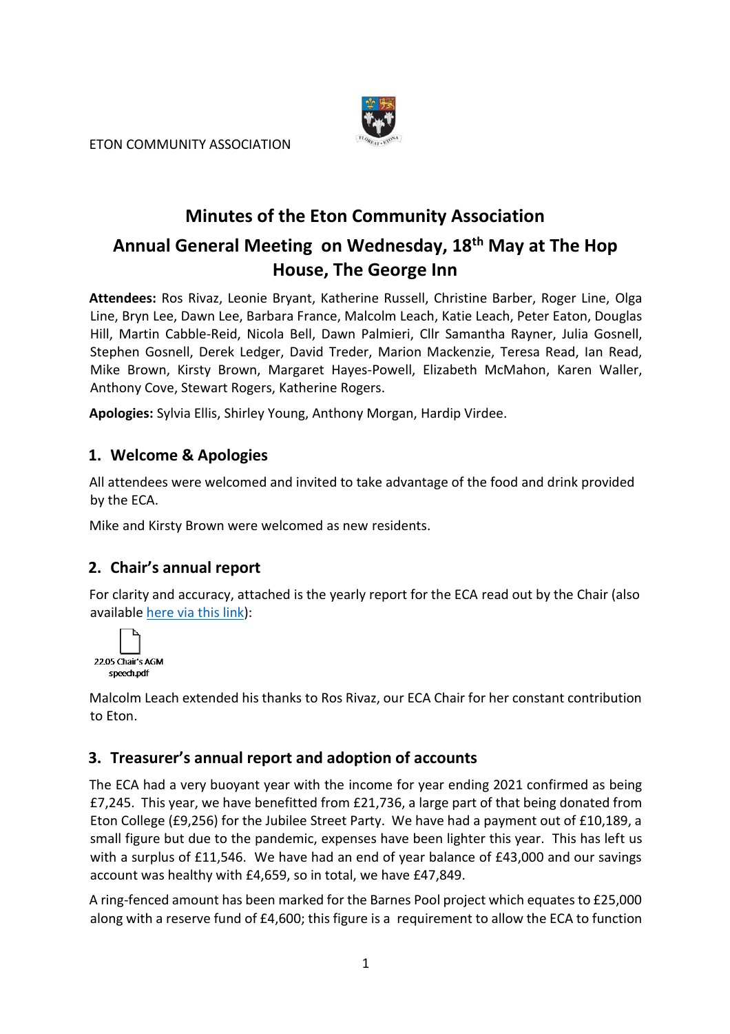ETON COMMUNITY ASSOCIATION

# Minutes of the Eton Community Association Annual General Meeting on Wednesday, 18th May at The Hop House, The George Inn

**Attendees:** Ros Rivaz, Leonie Bryant, Katherine Russell, Christine Barber, Roger Line, Olga Line, Bryn Lee, Dawn Lee, Barbara France, Malcolm Leach, Katie Leach, Peter Eaton, Douglas Hill, Martin Cabble-Reid, Nicola Bell, Dawn Palmieri, Cllr Samantha Rayner, Julia Gosnell, Stephen Gosnell, Derek Ledger, David Treder, Marion Mackenzie, Teresa Read, Ian Read, Mike Brown, Kirsty Brown, Margaret Hayes-Powell, Elizabeth McMahon, Karen Waller, Anthony Cove, Stewart Rogers, Katherine Rogers.

**Apologies:** Sylvia Ellis, Shirley Young, Anthony Morgan, Hardip Virdee.

## 1. Welcome & Apologies

All attendees were welcomed and invited to take advantage of the food and drink provided by the ECA.

Mike and Kirsty Brown were welcomed as new residents.

## 2. Chair's annual report

For clarity and accuracy, attached is the yearly report for the ECA read out by the Chair (also available [here via this link](#)):

22.05 Chair's AGM speech.pdf

Malcolm Leach extended his thanks to Ros Rivaz, our ECA Chair for her constant contribution to Eton.

## 3. Treasurer's annual report and adoption of accounts

The ECA had a very buoyant year with the income for year ending 2021 confirmed as being £7,245. This year, we have benefitted from £21,736, a large part of that being donated from Eton College (£9,256) for the Jubilee Street Party. We have had a payment out of £10,189, a small figure but due to the pandemic, expenses have been lighter this year. This has left us with a surplus of £11,546. We have had an end of year balance of £43,000 and our savings account was healthy with £4,659, so in total, we have £47,849.

A ring-fenced amount has been marked for the Barnes Pool project which equates to £25,000 along with a reserve fund of £4,600; this figure is a requirement to allow the ECA to function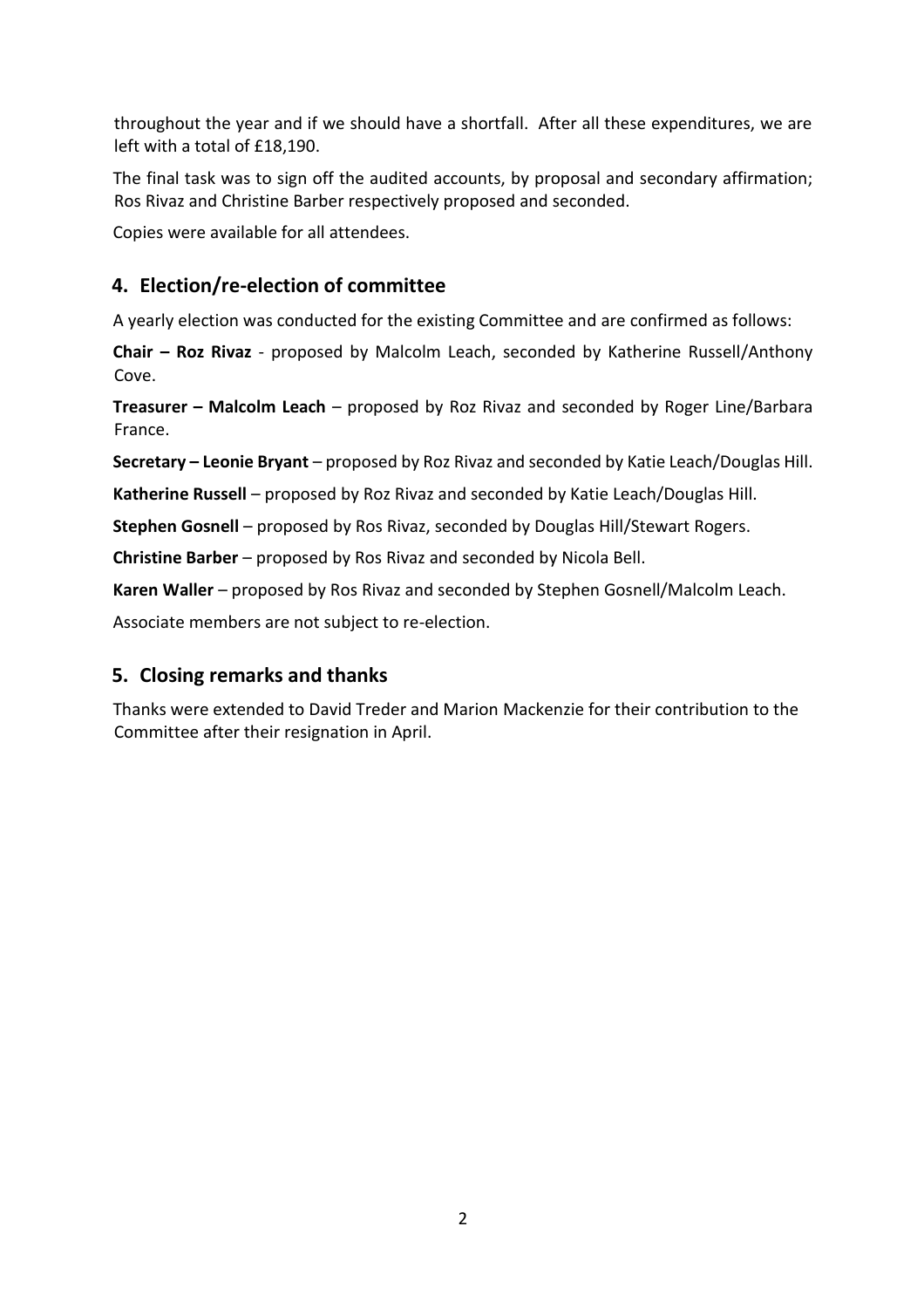throughout the year and if we should have a shortfall. After all these expenditures, we are left with a total of £18,190.

The final task was to sign off the audited accounts, by proposal and secondary affirmation; Ros Rivaz and Christine Barber respectively proposed and seconded.

Copies were available for all attendees.

## 4. Election/re-election of committee

A yearly election was conducted for the existing Committee and are confirmed as follows:

**Chair – Roz Rivaz** - proposed by Malcolm Leach, seconded by Katherine Russell/Anthony Cove.

**Treasurer – Malcolm Leach** – proposed by Roz Rivaz and seconded by Roger Line/Barbara France.

**Secretary – Leonie Bryant** – proposed by Roz Rivaz and seconded by Katie Leach/Douglas Hill.

**Katherine Russell** – proposed by Roz Rivaz and seconded by Katie Leach/Douglas Hill.

**Stephen Gosnell** – proposed by Ros Rivaz, seconded by Douglas Hill/Stewart Rogers.

**Christine Barber** – proposed by Ros Rivaz and seconded by Nicola Bell.

**Karen Waller** – proposed by Ros Rivaz and seconded by Stephen Gosnell/Malcolm Leach.

Associate members are not subject to re-election.

## 5. Closing remarks and thanks

Thanks were extended to David Treder and Marion Mackenzie for their contribution to the Committee after their resignation in April.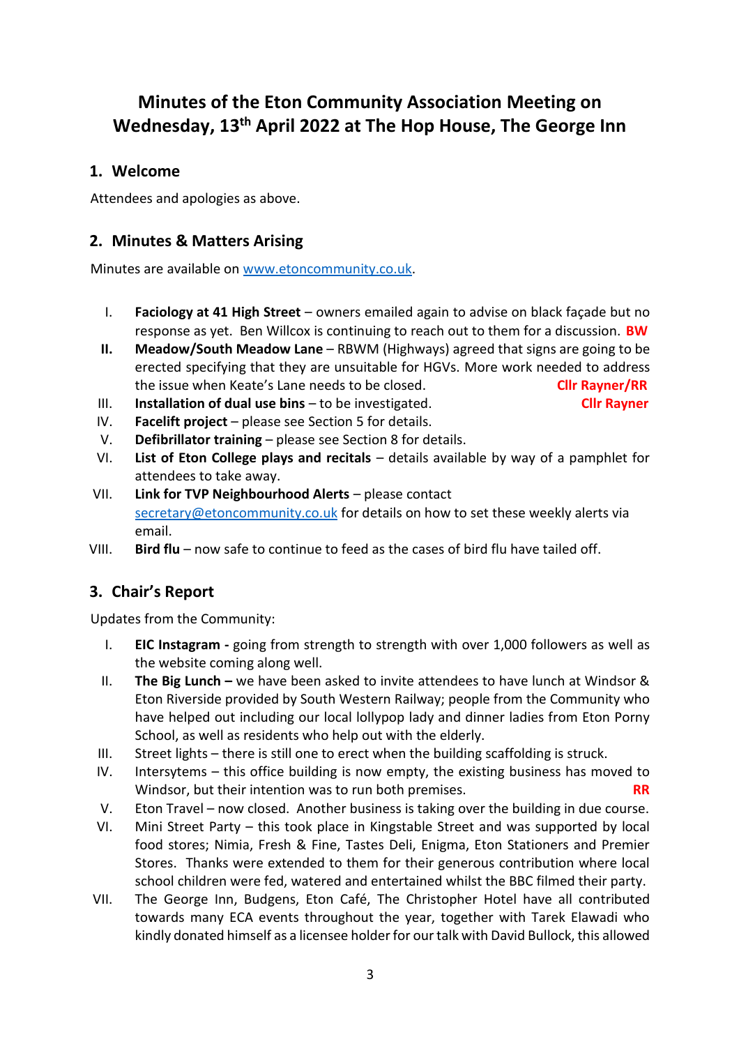# Minutes of the Eton Community Association Meeting on Wednesday, 13th April 2022 at The Hop House, The George Inn

## 1. Welcome

Attendees and apologies as above.

## 2. Minutes & Matters Arising

Minutes are available on [www.etoncommunity.co.uk](http://www.etoncommunity.co.uk).

I. **Faciology at 41 High Street** – owners emailed again to advise on black façade but no response as yet. Ben Willcox is continuing to reach out to them for a discussion. **BW**

II. **Meadow/South Meadow Lane** – RBWM (Highways) agreed that signs are going to be erected specifying that they are unsuitable for HGVs. More work needed to address the issue when Keate's Lane needs to be closed. **Cllr Rayner/RR**

III. **Installation of dual use bins** – to be investigated. **Cllr Rayner**

IV. **Facelift project** – please see Section 5 for details.

V. **Defibrillator training** – please see Section 8 for details.

VI. **List of Eton College plays and recitals** – details available by way of a pamphlet for attendees to take away.

VII. **Link for TVP Neighbourhood Alerts** – please contact [secretary@etoncommunity.co.uk](mailto:secretary@etoncommunity.co.uk) for details on how to set these weekly alerts via email.

VIII. **Bird flu** – now safe to continue to feed as the cases of bird flu have tailed off.

## 3. Chair's Report

Updates from the Community:

I. **EIC Instagram -** going from strength to strength with over 1,000 followers as well as the website coming along well.

II. **The Big Lunch –** we have been asked to invite attendees to have lunch at Windsor & Eton Riverside provided by South Western Railway; people from the Community who have helped out including our local lollypop lady and dinner ladies from Eton Porny School, as well as residents who help out with the elderly.

III. Street lights – there is still one to erect when the building scaffolding is struck.

IV. Intersytems – this office building is now empty, the existing business has moved to Windsor, but their intention was to run both premises. **RR**

V. Eton Travel – now closed. Another business is taking over the building in due course.

VI. Mini Street Party – this took place in Kingstable Street and was supported by local food stores; Nimia, Fresh & Fine, Tastes Deli, Enigma, Eton Stationers and Premier Stores. Thanks were extended to them for their generous contribution where local school children were fed, watered and entertained whilst the BBC filmed their party.

VII. The George Inn, Budgens, Eton Café, The Christopher Hotel have all contributed towards many ECA events throughout the year, together with Tarek Elawadi who kindly donated himself as a licensee holder for our talk with David Bullock, this allowed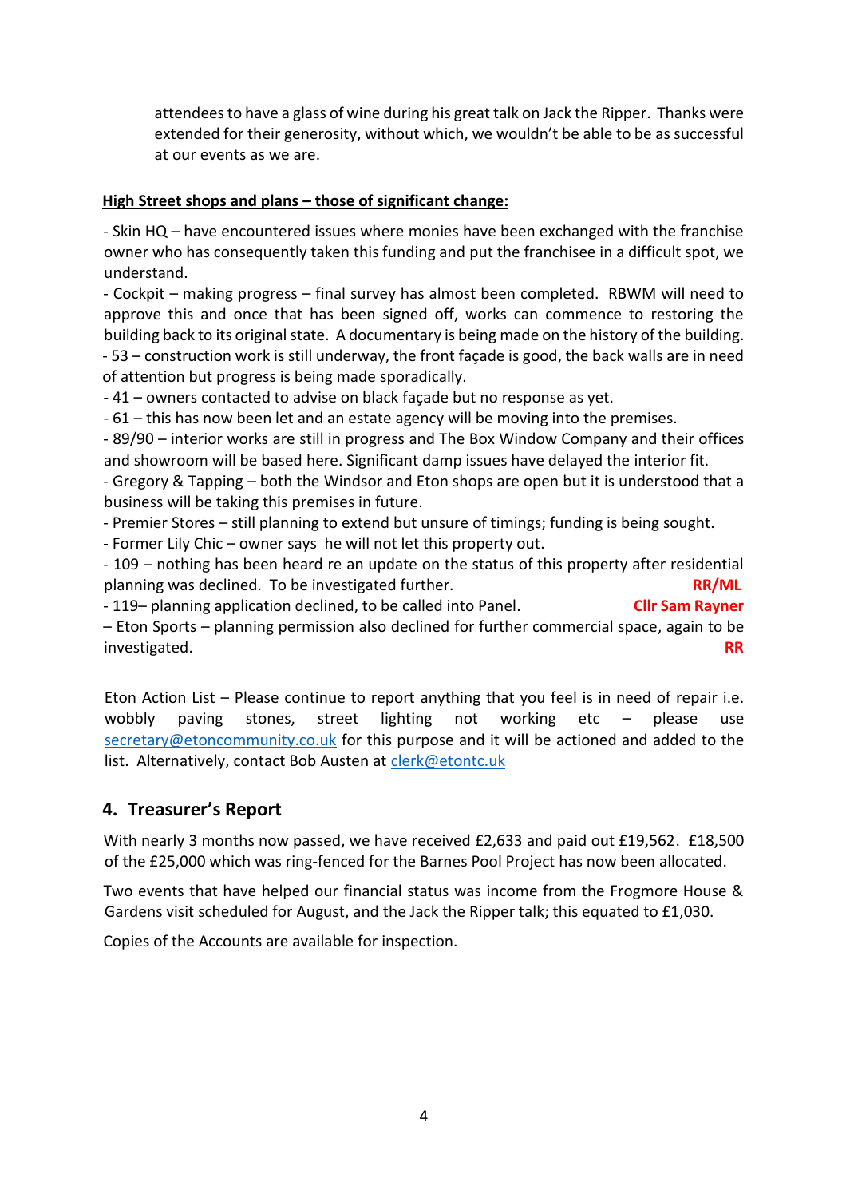attendees to have a glass of wine during his great talk on Jack the Ripper. Thanks were extended for their generosity, without which, we wouldn't be able to be as successful at our events as we are.

**High Street shops and plans – those of significant change:**

- Skin HQ – have encountered issues where monies have been exchanged with the franchise owner who has consequently taken this funding and put the franchisee in a difficult spot, we understand.
- Cockpit – making progress – final survey has almost been completed. RBWM will need to approve this and once that has been signed off, works can commence to restoring the building back to its original state. A documentary is being made on the history of the building.
- 53 – construction work is still underway, the front façade is good, the back walls are in need of attention but progress is being made sporadically.
- 41 – owners contacted to advise on black façade but no response as yet.
- 61 – this has now been let and an estate agency will be moving into the premises.
- 89/90 – interior works are still in progress and The Box Window Company and their offices and showroom will be based here. Significant damp issues have delayed the interior fit.
- Gregory & Tapping – both the Windsor and Eton shops are open but it is understood that a business will be taking this premises in future.
- Premier Stores – still planning to extend but unsure of timings; funding is being sought.
- Former Lily Chic – owner says he will not let this property out.
- 109 – nothing has been heard re an update on the status of this property after residential planning was declined. To be investigated further. **RR/ML**
- 119– planning application declined, to be called into Panel. **Cllr Sam Rayner**
- Eton Sports – planning permission also declined for further commercial space, again to be investigated. **RR**

Eton Action List – Please continue to report anything that you feel is in need of repair i.e. wobbly paving stones, street lighting not working etc – please use secretary@etoncommunity.co.uk for this purpose and it will be actioned and added to the list. Alternatively, contact Bob Austen at clerk@etontc.uk

## 4. Treasurer's Report

With nearly 3 months now passed, we have received £2,633 and paid out £19,562. £18,500 of the £25,000 which was ring-fenced for the Barnes Pool Project has now been allocated.

Two events that have helped our financial status was income from the Frogmore House & Gardens visit scheduled for August, and the Jack the Ripper talk; this equated to £1,030.

Copies of the Accounts are available for inspection.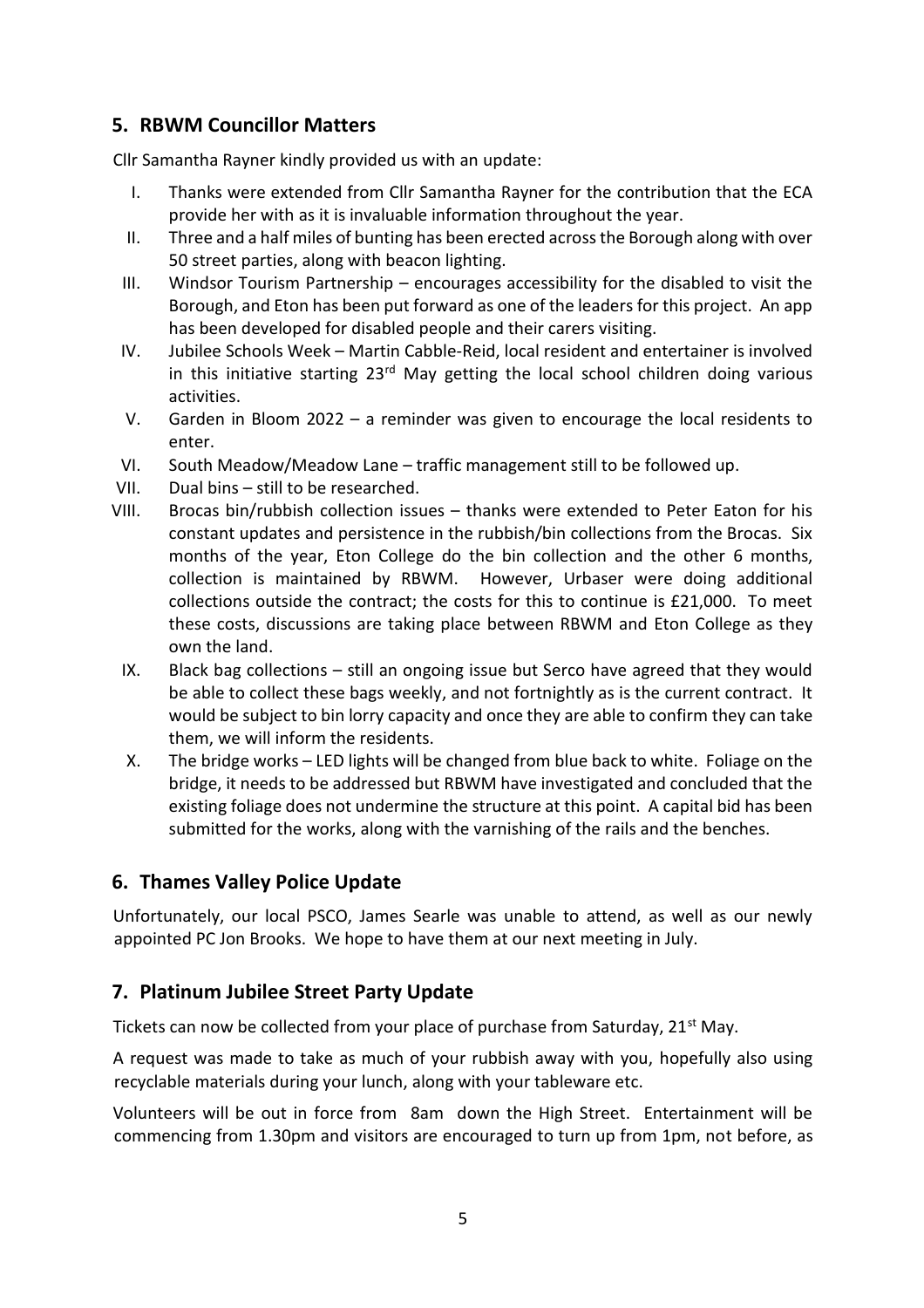## 5. RBWM Councillor Matters

Cllr Samantha Rayner kindly provided us with an update:

I. Thanks were extended from Cllr Samantha Rayner for the contribution that the ECA provide her with as it is invaluable information throughout the year.

II. Three and a half miles of bunting has been erected across the Borough along with over 50 street parties, along with beacon lighting.

III. Windsor Tourism Partnership – encourages accessibility for the disabled to visit the Borough, and Eton has been put forward as one of the leaders for this project. An app has been developed for disabled people and their carers visiting.

IV. Jubilee Schools Week – Martin Cabble-Reid, local resident and entertainer is involved in this initiative starting 23rd May getting the local school children doing various activities.

V. Garden in Bloom 2022 – a reminder was given to encourage the local residents to enter.

VI. South Meadow/Meadow Lane – traffic management still to be followed up.

VII. Dual bins – still to be researched.

VIII. Brocas bin/rubbish collection issues – thanks were extended to Peter Eaton for his constant updates and persistence in the rubbish/bin collections from the Brocas. Six months of the year, Eton College do the bin collection and the other 6 months, collection is maintained by RBWM. However, Urbaser were doing additional collections outside the contract; the costs for this to continue is £21,000. To meet these costs, discussions are taking place between RBWM and Eton College as they own the land.

IX. Black bag collections – still an ongoing issue but Serco have agreed that they would be able to collect these bags weekly, and not fortnightly as is the current contract. It would be subject to bin lorry capacity and once they are able to confirm they can take them, we will inform the residents.

X. The bridge works – LED lights will be changed from blue back to white. Foliage on the bridge, it needs to be addressed but RBWM have investigated and concluded that the existing foliage does not undermine the structure at this point. A capital bid has been submitted for the works, along with the varnishing of the rails and the benches.

## 6. Thames Valley Police Update

Unfortunately, our local PSCO, James Searle was unable to attend, as well as our newly appointed PC Jon Brooks. We hope to have them at our next meeting in July.

## 7. Platinum Jubilee Street Party Update

Tickets can now be collected from your place of purchase from Saturday, 21st May.

A request was made to take as much of your rubbish away with you, hopefully also using recyclable materials during your lunch, along with your tableware etc.

Volunteers will be out in force from 8am down the High Street. Entertainment will be commencing from 1.30pm and visitors are encouraged to turn up from 1pm, not before, as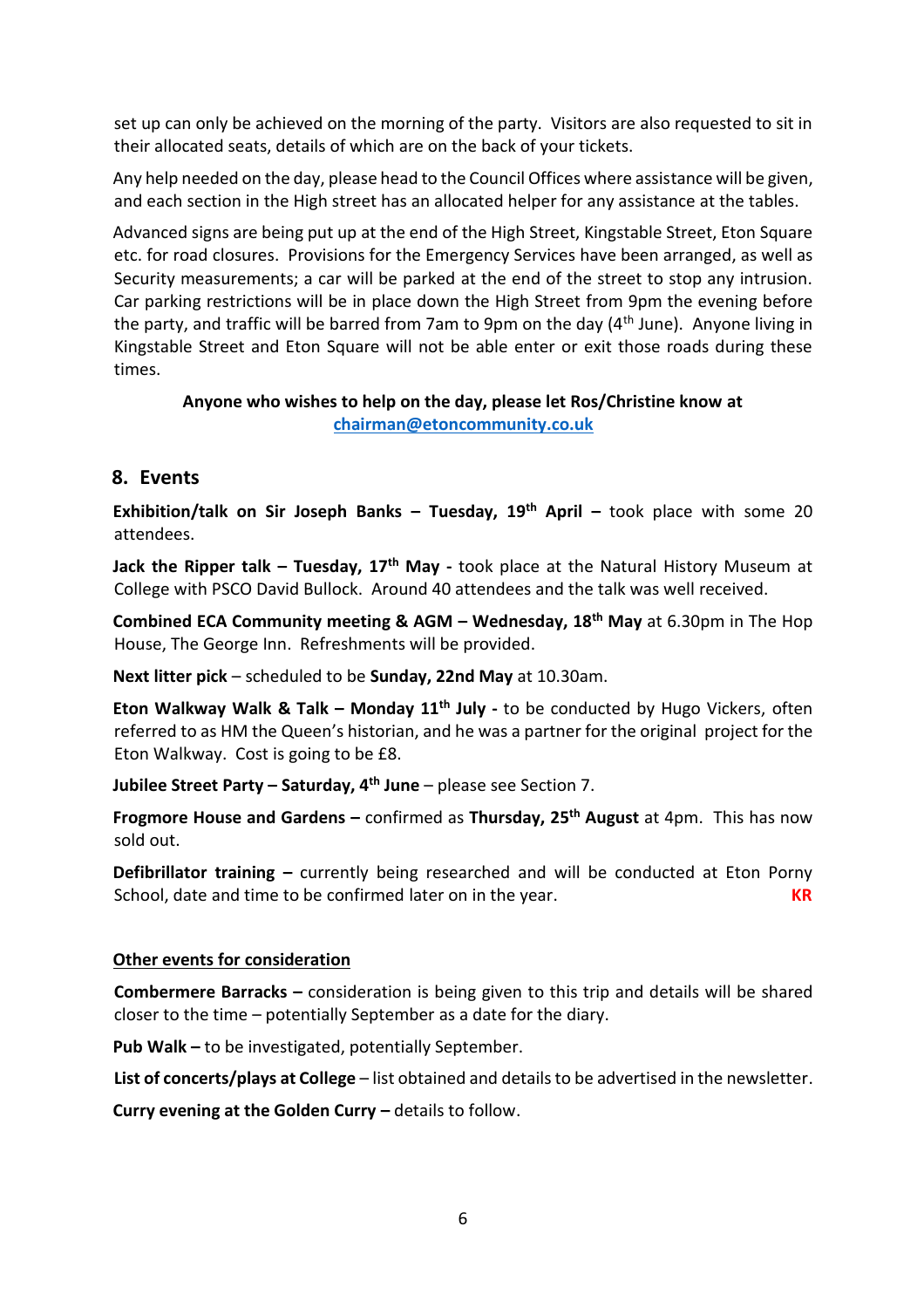set up can only be achieved on the morning of the party. Visitors are also requested to sit in their allocated seats, details of which are on the back of your tickets.

Any help needed on the day, please head to the Council Offices where assistance will be given, and each section in the High street has an allocated helper for any assistance at the tables.

Advanced signs are being put up at the end of the High Street, Kingstable Street, Eton Square etc. for road closures. Provisions for the Emergency Services have been arranged, as well as Security measurements; a car will be parked at the end of the street to stop any intrusion. Car parking restrictions will be in place down the High Street from 9pm the evening before the party, and traffic will be barred from 7am to 9pm on the day (4th June). Anyone living in Kingstable Street and Eton Square will not be able enter or exit those roads during these times.

**Anyone who wishes to help on the day, please let Ros/Christine know at chairman@etoncommunity.co.uk**

## 8. Events

**Exhibition/talk on Sir Joseph Banks – Tuesday, 19th April –** took place with some 20 attendees.

**Jack the Ripper talk – Tuesday, 17th May -** took place at the Natural History Museum at College with PSCO David Bullock. Around 40 attendees and the talk was well received.

**Combined ECA Community meeting & AGM – Wednesday, 18th May** at 6.30pm in The Hop House, The George Inn. Refreshments will be provided.

**Next litter pick** – scheduled to be **Sunday, 22nd May** at 10.30am.

**Eton Walkway Walk & Talk – Monday 11th July -** to be conducted by Hugo Vickers, often referred to as HM the Queen's historian, and he was a partner for the original project for the Eton Walkway. Cost is going to be £8.

**Jubilee Street Party – Saturday, 4th June** – please see Section 7.

**Frogmore House and Gardens –** confirmed as **Thursday, 25th August** at 4pm. This has now sold out.

**Defibrillator training –** currently being researched and will be conducted at Eton Porny School, date and time to be confirmed later on in the year. **KR**

**Other events for consideration**

**Combermere Barracks –** consideration is being given to this trip and details will be shared closer to the time – potentially September as a date for the diary.

**Pub Walk –** to be investigated, potentially September.

**List of concerts/plays at College** – list obtained and details to be advertised in the newsletter.

**Curry evening at the Golden Curry –** details to follow.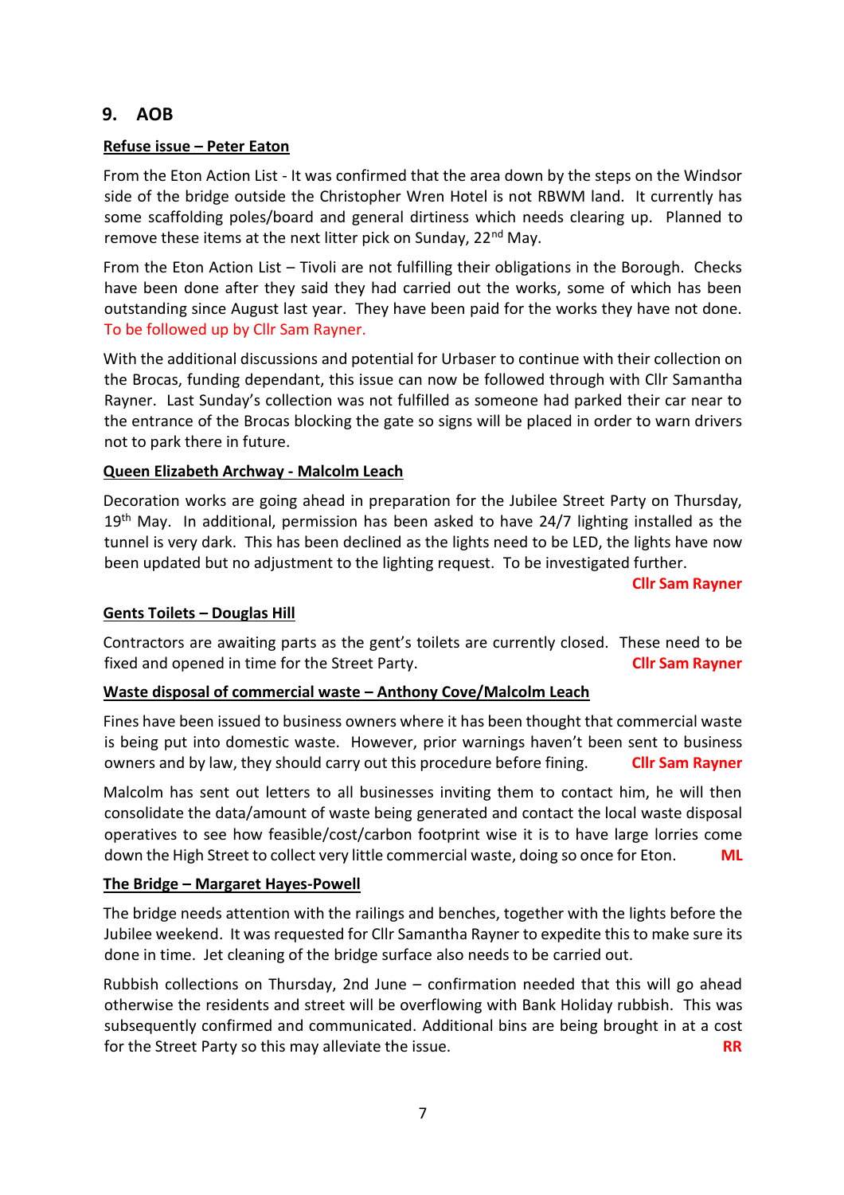## 9. AOB

**Refuse issue – Peter Eaton**

From the Eton Action List - It was confirmed that the area down by the steps on the Windsor side of the bridge outside the Christopher Wren Hotel is not RBWM land. It currently has some scaffolding poles/board and general dirtiness which needs clearing up. Planned to remove these items at the next litter pick on Sunday, 22nd May.

From the Eton Action List – Tivoli are not fulfilling their obligations in the Borough. Checks have been done after they said they had carried out the works, some of which has been outstanding since August last year. They have been paid for the works they have not done. To be followed up by Cllr Sam Rayner.

With the additional discussions and potential for Urbaser to continue with their collection on the Brocas, funding dependant, this issue can now be followed through with Cllr Samantha Rayner. Last Sunday's collection was not fulfilled as someone had parked their car near to the entrance of the Brocas blocking the gate so signs will be placed in order to warn drivers not to park there in future.

**Queen Elizabeth Archway - Malcolm Leach**

Decoration works are going ahead in preparation for the Jubilee Street Party on Thursday, 19th May. In additional, permission has been asked to have 24/7 lighting installed as the tunnel is very dark. This has been declined as the lights need to be LED, the lights have now been updated but no adjustment to the lighting request. To be investigated further.

**Cllr Sam Rayner**

**Gents Toilets – Douglas Hill**

Contractors are awaiting parts as the gent's toilets are currently closed. These need to be fixed and opened in time for the Street Party. **Cllr Sam Rayner**

**Waste disposal of commercial waste – Anthony Cove/Malcolm Leach**

Fines have been issued to business owners where it has been thought that commercial waste is being put into domestic waste. However, prior warnings haven't been sent to business owners and by law, they should carry out this procedure before fining. **Cllr Sam Rayner**

Malcolm has sent out letters to all businesses inviting them to contact him, he will then consolidate the data/amount of waste being generated and contact the local waste disposal operatives to see how feasible/cost/carbon footprint wise it is to have large lorries come down the High Street to collect very little commercial waste, doing so once for Eton. **ML**

**The Bridge – Margaret Hayes-Powell**

The bridge needs attention with the railings and benches, together with the lights before the Jubilee weekend. It was requested for Cllr Samantha Rayner to expedite this to make sure its done in time. Jet cleaning of the bridge surface also needs to be carried out.

Rubbish collections on Thursday, 2nd June – confirmation needed that this will go ahead otherwise the residents and street will be overflowing with Bank Holiday rubbish. This was subsequently confirmed and communicated. Additional bins are being brought in at a cost for the Street Party so this may alleviate the issue. **RR**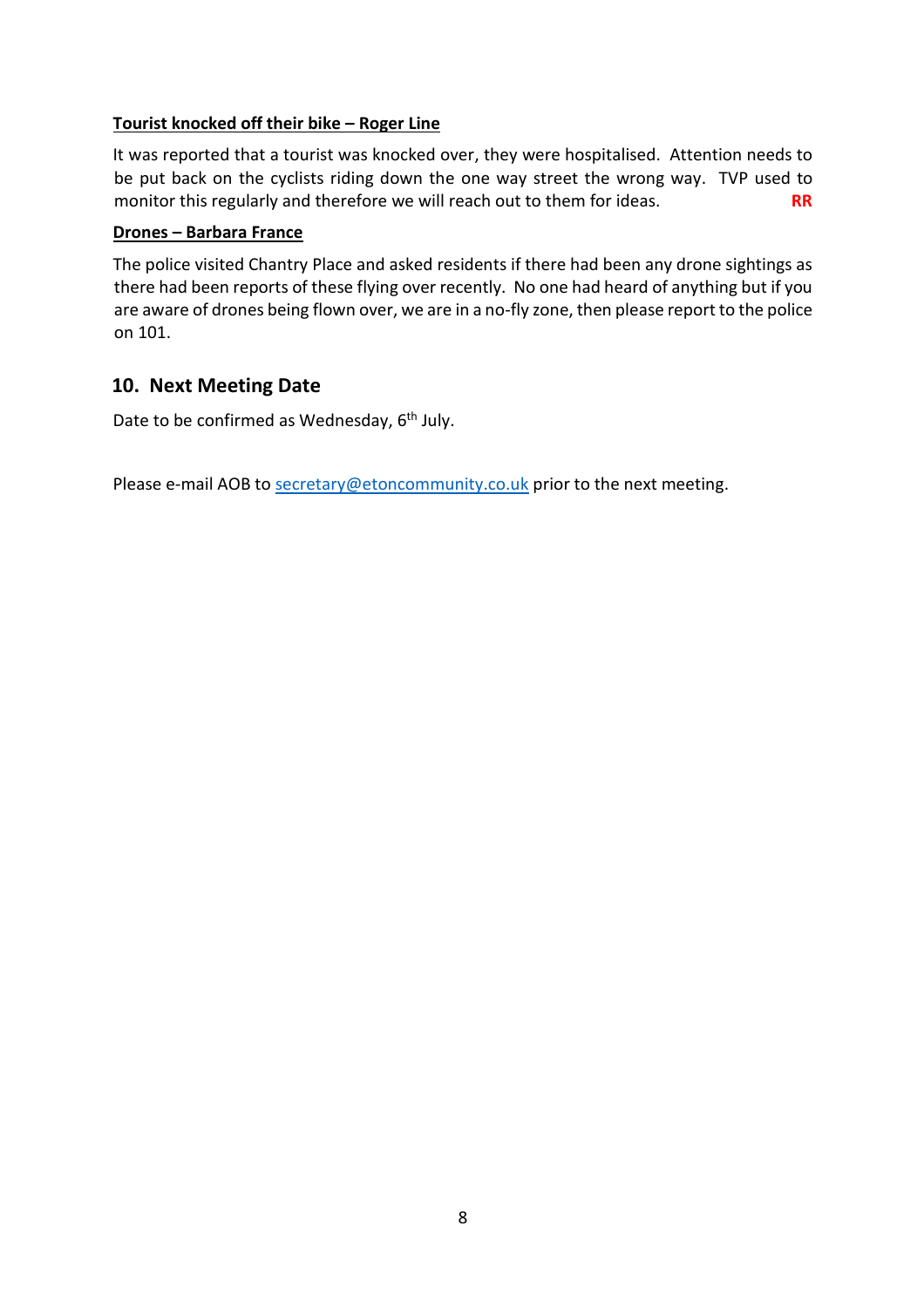**Tourist knocked off their bike – Roger Line**

It was reported that a tourist was knocked over, they were hospitalised. Attention needs to be put back on the cyclists riding down the one way street the wrong way. TVP used to monitor this regularly and therefore we will reach out to them for ideas. **RR**

**Drones – Barbara France**

The police visited Chantry Place and asked residents if there had been any drone sightings as there had been reports of these flying over recently. No one had heard of anything but if you are aware of drones being flown over, we are in a no-fly zone, then please report to the police on 101.

## 10. Next Meeting Date

Date to be confirmed as Wednesday, 6th July.

Please e-mail AOB to secretary@etoncommunity.co.uk prior to the next meeting.